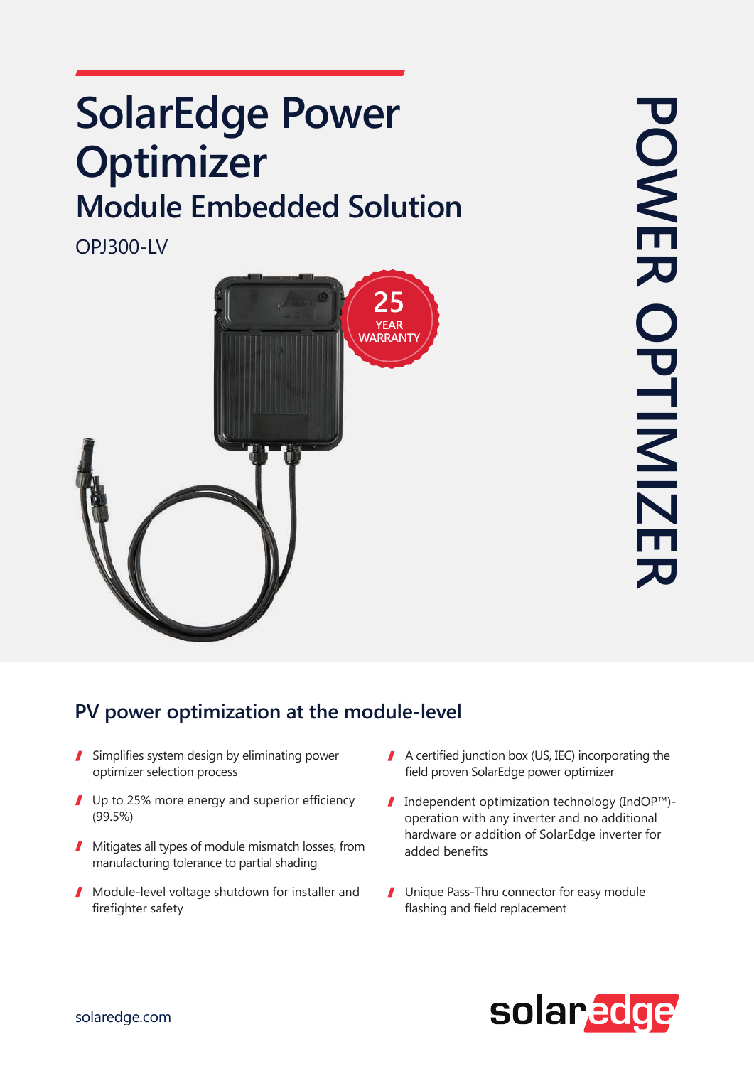# SolarEdge Power Optimizer

## Module Embedded Solution

OPJ300-LV

25 YEAR WARRANTY

POWER OPTIMIZER

## PV power optimization at the module-level

- Simplifies system design by eliminating power optimizer selection process
- Up to 25% more energy and superior efficiency (99.5%)
- Mitigates all types of module mismatch losses, from manufacturing tolerance to partial shading
- Module-level voltage shutdown for installer and firefighter safety
- A certified junction box (US, IEC) incorporating the field proven SolarEdge power optimizer
- Independent optimization technology (IndOP™)-operation with any inverter and no additional hardware or addition of SolarEdge inverter for added benefits
- Unique Pass-Thru connector for easy module flashing and field replacement

solaredge.com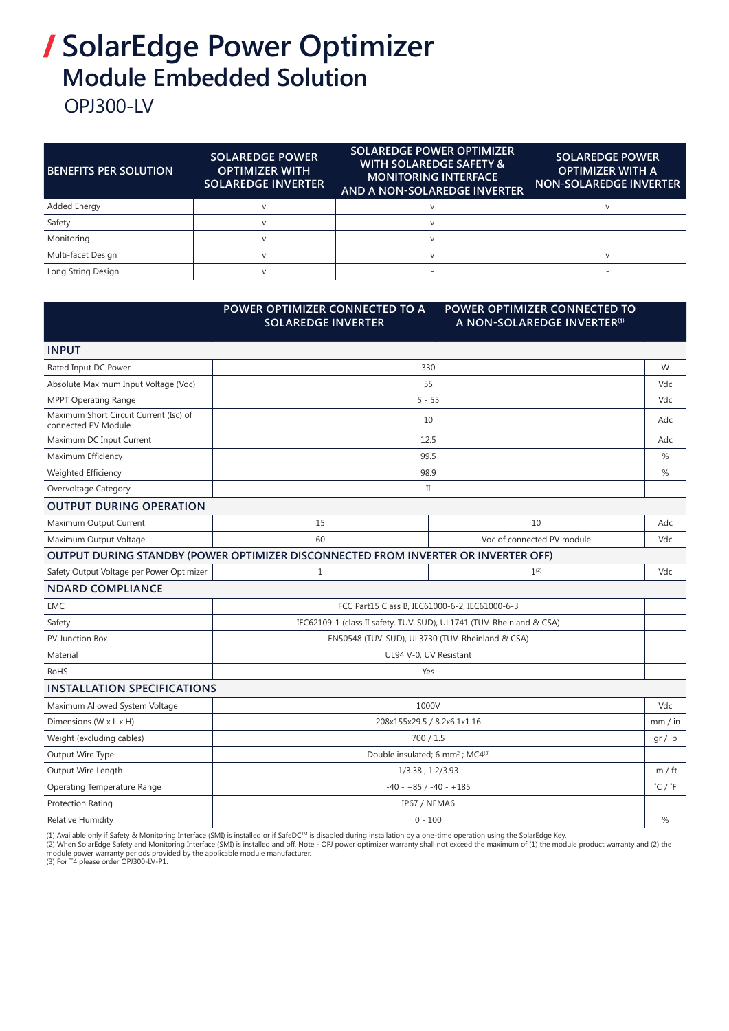# / SolarEdge Power Optimizer
## Module Embedded Solution
### OPJ300-LV

| BENEFITS PER SOLUTION | SOLAREDGE POWER OPTIMIZER WITH SOLAREDGE INVERTER | SOLAREDGE POWER OPTIMIZER WITH SOLAREDGE SAFETY & MONITORING INTERFACE AND A NON-SOLAREDGE INVERTER | SOLAREDGE POWER OPTIMIZER WITH A NON-SOLAREDGE INVERTER |
|---|---|---|---|
| Added Energy | v | v | v |
| Safety | v | v | - |
| Monitoring | v | v | - |
| Multi-facet Design | v | v | v |
| Long String Design | v | - | - |

| | POWER OPTIMIZER CONNECTED TO A SOLAREDGE INVERTER | POWER OPTIMIZER CONNECTED TO A NON-SOLAREDGE INVERTER(1) | |
|---|---|---|---|
| **INPUT** | | | |
| Rated Input DC Power | 330 | | W |
| Absolute Maximum Input Voltage (Voc) | 55 | | Vdc |
| MPPT Operating Range | 5 - 55 | | Vdc |
| Maximum Short Circuit Current (Isc) of connected PV Module | 10 | | Adc |
| Maximum DC Input Current | 12.5 | | Adc |
| Maximum Efficiency | 99.5 | | % |
| Weighted Efficiency | 98.9 | | % |
| Overvoltage Category | II | | |
| **OUTPUT DURING OPERATION** | | | |
| Maximum Output Current | 15 | 10 | Adc |
| Maximum Output Voltage | 60 | Voc of connected PV module | Vdc |
| **OUTPUT DURING STANDBY (POWER OPTIMIZER DISCONNECTED FROM INVERTER OR INVERTER OFF)** | | | |
| Safety Output Voltage per Power Optimizer | 1 | 1(2) | Vdc |
| **NDARD COMPLIANCE** | | | |
| EMC | FCC Part15 Class B, IEC61000-6-2, IEC61000-6-3 | | |
| Safety | IEC62109-1 (class II safety, TUV-SUD), UL1741 (TUV-Rheinland & CSA) | | |
| PV Junction Box | EN50548 (TUV-SUD), UL3730 (TUV-Rheinland & CSA) | | |
| Material | UL94 V-0, UV Resistant | | |
| RoHS | Yes | | |
| **INSTALLATION SPECIFICATIONS** | | | |
| Maximum Allowed System Voltage | 1000V | | Vdc |
| Dimensions (W x L x H) | 208x155x29.5 / 8.2x6.1x1.16 | | mm / in |
| Weight (excluding cables) | 700 / 1.5 | | gr / lb |
| Output Wire Type | Double insulated; 6 mm$^2$ ; MC4(3) | | |
| Output Wire Length | 1/3.38 , 1.2/3.93 | | m / ft |
| Operating Temperature Range | -40 - +85 / -40 - +185 | | ˚C / ˚F |
| Protection Rating | IP67 / NEMA6 | | |
| Relative Humidity | 0 - 100 | | % |

(1) Available only if Safety & Monitoring Interface (SMI) is installed or if SafeDC™ is disabled during installation by a one-time operation using the SolarEdge Key.
(2) When SolarEdge Safety and Monitoring Interface (SMI) is installed and off. Note - OPJ power optimizer warranty shall not exceed the maximum of (1) the module product warranty and (2) the module power warranty periods provided by the applicable module manufacturer.
(3) For T4 please order OPJ300-LV-P1.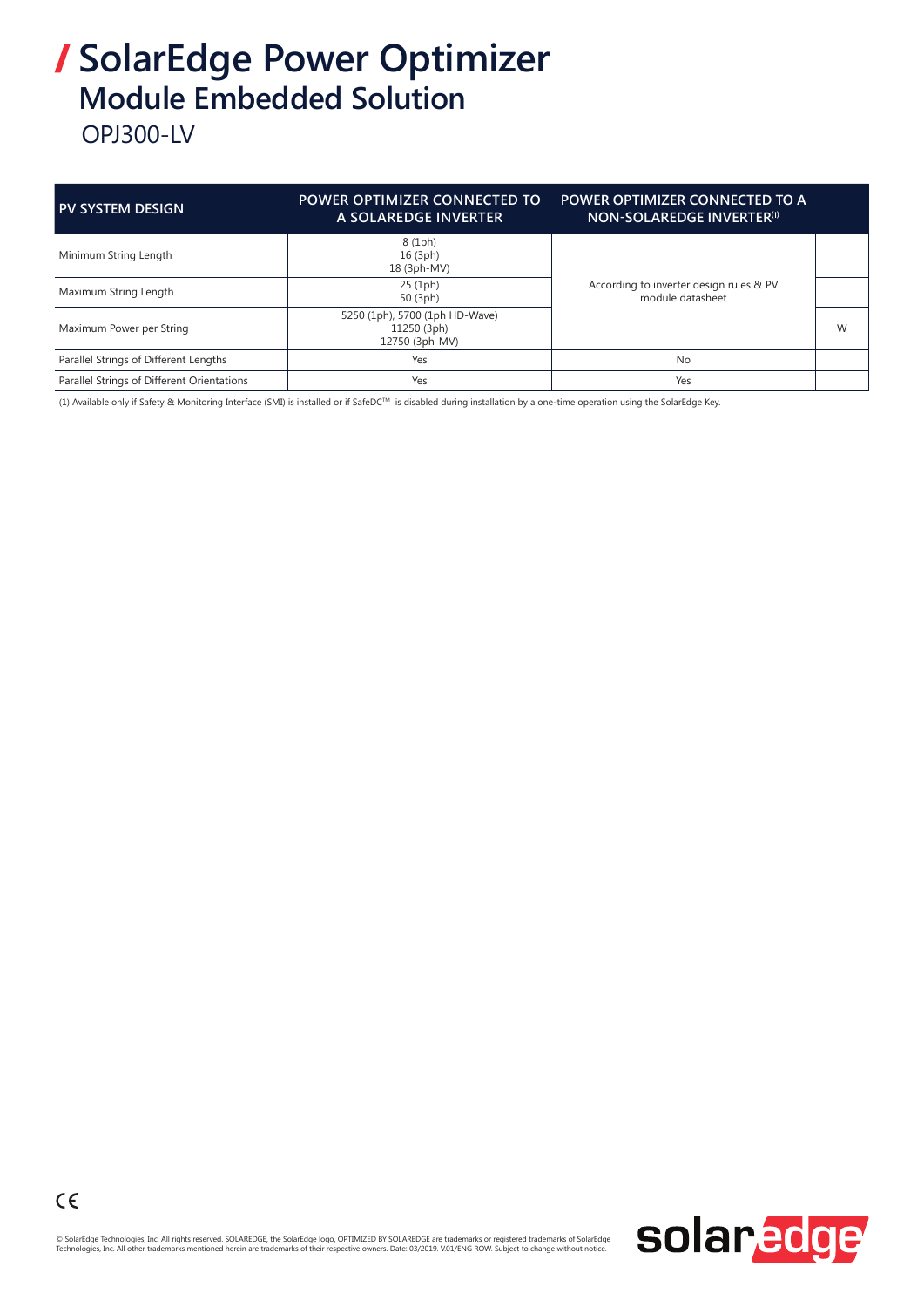# / SolarEdge Power Optimizer
## Module Embedded Solution
### OPJ300-LV

| PV SYSTEM DESIGN | POWER OPTIMIZER CONNECTED TO A SOLAREDGE INVERTER | POWER OPTIMIZER CONNECTED TO A NON-SOLAREDGE INVERTER[1] | |
|---|---|---|---|
| Minimum String Length | 8 (1ph)<br>16 (3ph)<br>18 (3ph-MV) | According to inverter design rules & PV module datasheet | |
| Maximum String Length | 25 (1ph)<br>50 (3ph) | | |
| Maximum Power per String | 5250 (1ph), 5700 (1ph HD-Wave)<br>11250 (3ph)<br>12750 (3ph-MV) | | W |
| Parallel Strings of Different Lengths | Yes | No | |
| Parallel Strings of Different Orientations | Yes | Yes | |

(1) Available only if Safety & Monitoring Interface (SMI) is installed or if SafeDC™ is disabled during installation by a one-time operation using the SolarEdge Key.

© SolarEdge Technologies, Inc. All rights reserved. SOLAREDGE, the SolarEdge logo, OPTIMIZED BY SOLAREDGE are trademarks or registered trademarks of SolarEdge Technologies, Inc. All other trademarks mentioned herein are trademarks of their respective owners. Date: 03/2019. V.01/ENG ROW. Subject to change without notice.